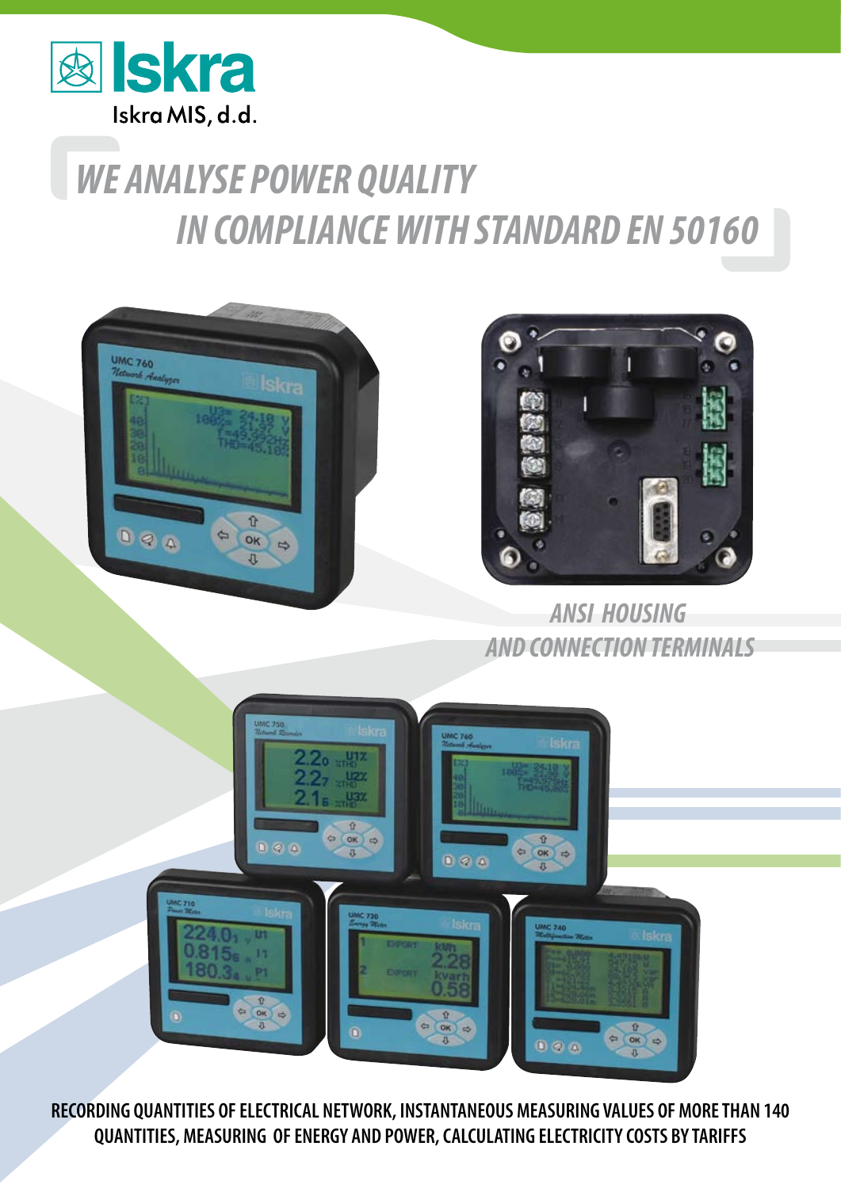Iskra

Iskra MIS, d.d.

# WE ANALYSE POWER QUALITY IN COMPLIANCE WITH STANDARD EN 50160

ANSI HOUSING AND CONNECTION TERMINALS

**RECORDING QUANTITIES OF ELECTRICAL NETWORK, INSTANTANEOUS MEASURING VALUES OF MORE THAN 140 QUANTITIES, MEASURING OF ENERGY AND POWER, CALCULATING ELECTRICITY COSTS BY TARIFFS**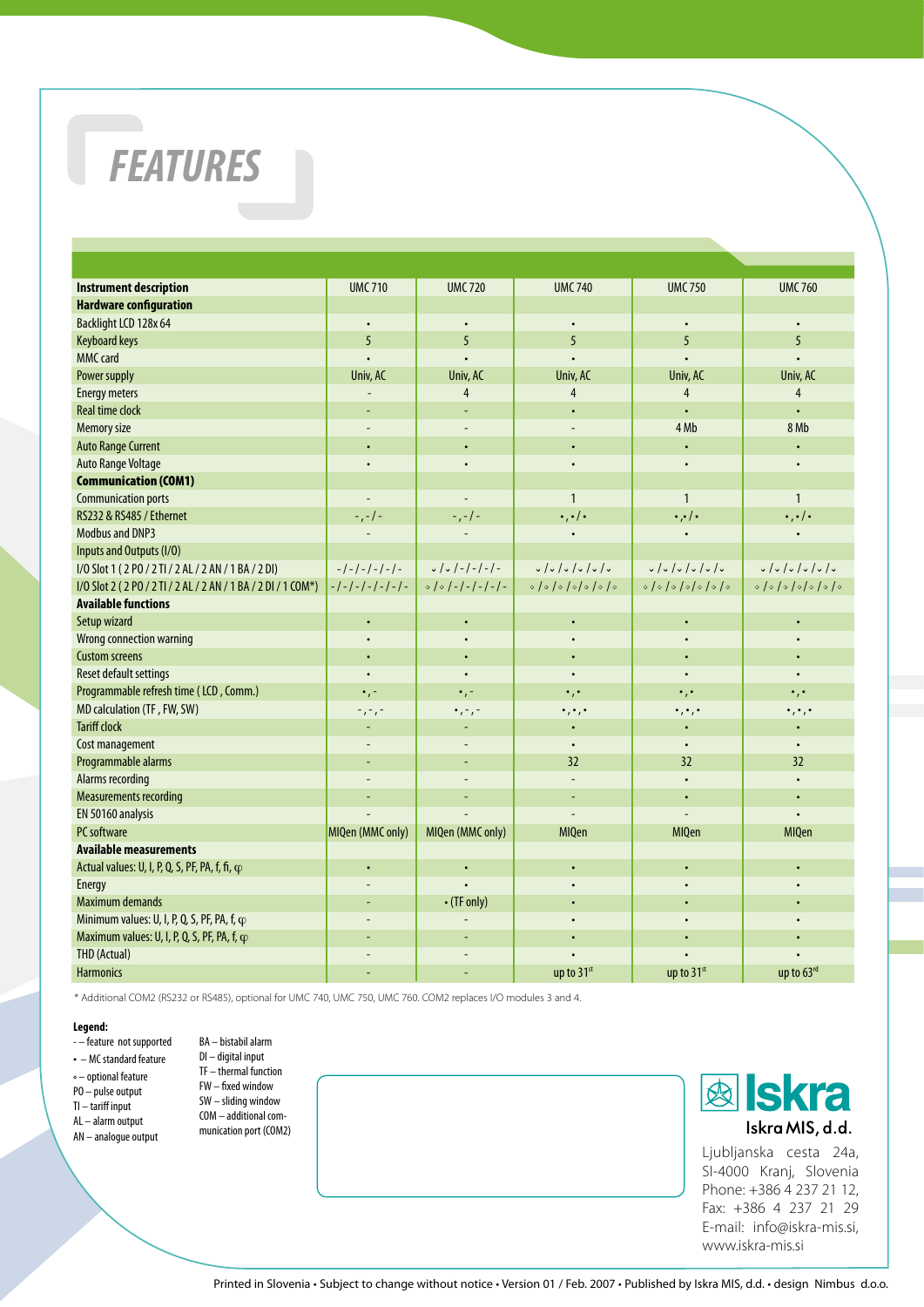# FEATURES

| Instrument description | UMC 710 | UMC 720 | UMC 740 | UMC 750 | UMC 760 |
|---|---|---|---|---|---|
| **Hardware configuration** | | | | | |
| Backlight LCD 128x 64 | • | • | • | • | • |
| Keyboard keys | 5 | 5 | 5 | 5 | 5 |
| MMC card | • | • | • | • | • |
| Power supply | Univ, AC | Univ, AC | Univ, AC | Univ, AC | Univ, AC |
| Energy meters | - | 4 | 4 | 4 | 4 |
| Real time clock | - | - | • | • | • |
| Memory size | - | - | - | 4 Mb | 8 Mb |
| Auto Range Current | • | • | • | • | • |
| Auto Range Voltage | • | • | • | • | • |
| **Communication (COM1)** | | | | | |
| Communication ports | - | - | 1 | 1 | 1 |
| RS232 & RS485 / Ethernet | - , - / - | - , - / - | •, • / • | •, • / • | •, • / • |
| Modbus and DNP3 | - | - | • | • | • |
| Inputs and Outputs (I/O) | | | | | |
| I/O Slot 1 ( 2 PO / 2 TI / 2 AL / 2 AN / 1 BA / 2 DI) | - / - / - / - / - / - | ∘ / ∘ / - / - / - / - | ∘ / ∘ / ∘ / ∘ / ∘ / ∘ | ∘ / ∘ / ∘ / ∘ / ∘ / ∘ | ∘ / ∘ / ∘ / ∘ / ∘ / ∘ |
| I/O Slot 2 ( 2 PO / 2 TI / 2 AL / 2 AN / 1 BA / 2 DI / 1 COM*) | - / - / - / - / - / - / - | ∘ / ∘ / - / - / - / - / - | ∘ / ∘ / ∘ / ∘ / ∘ / ∘ / ∘ | ∘ / ∘ / ∘ / ∘ / ∘ / ∘ / ∘ | ∘ / ∘ / ∘ / ∘ / ∘ / ∘ / ∘ |
| **Available functions** | | | | | |
| Setup wizard | • | • | • | • | • |
| Wrong connection warning | • | • | • | • | • |
| Custom screens | • | • | • | • | • |
| Reset default settings | • | • | • | • | • |
| Programmable refresh time ( LCD , Comm.) | • , - | • , - | • , • | • , • | • , • |
| MD calculation (TF , FW, SW) | - , - , - | • , - , - | • , • , • | • , • , • | • , • , • |
| Tariff clock | - | - | • | • | • |
| Cost management | - | - | • | • | • |
| Programmable alarms | - | - | 32 | 32 | 32 |
| Alarms recording | - | - | - | • | • |
| Measurements recording | - | - | - | • | • |
| EN 50160 analysis | - | - | - | - | • |
| PC software | MIQen (MMC only) | MIQen (MMC only) | MIQen | MIQen | MIQen |
| **Available measurements** | | | | | |
| Actual values: U, I, P, Q, S, PF, PA, f, fi, φ | • | • | • | • | • |
| Energy | - | • | • | • | • |
| Maximum demands | - | • (TF only) | • | • | • |
| Minimum values: U, I, P, Q, S, PF, PA, f, φ | - | - | • | • | • |
| Maximum values: U, I, P, Q, S, PF, PA, f, φ | - | - | • | • | • |
| THD (Actual) | - | - | • | • | • |
| Harmonics | - | - | up to 31st | up to 31st | up to 63rd |

\* Additional COM2 (RS232 or RS485), optional for UMC 740, UMC 750, UMC 760. COM2 replaces I/O modules 3 and 4.

**Legend:**

- \- – feature not supported
- • – MC standard feature
- ∘ – optional feature
- PO – pulse output
- TI – tariff input
- AL – alarm output
- AN – analogue output
- BA – bistabil alarm
- DI – digital input
- TF – thermal function
- FW – fixed window
- SW – sliding window
- COM – additional communication port (COM2)

**Iskra**

Iskra MIS, d.d.

Ljubljanska cesta 24a,
SI-4000 Kranj, Slovenia
Phone: +386 4 237 21 12,
Fax: +386 4 237 21 29
E-mail: info@iskra-mis.si,
www.iskra-mis.si

Printed in Slovenia • Subject to change without notice • Version 01 / Feb. 2007 • Published by Iskra MIS, d.d. • design Nimbus d.o.o.